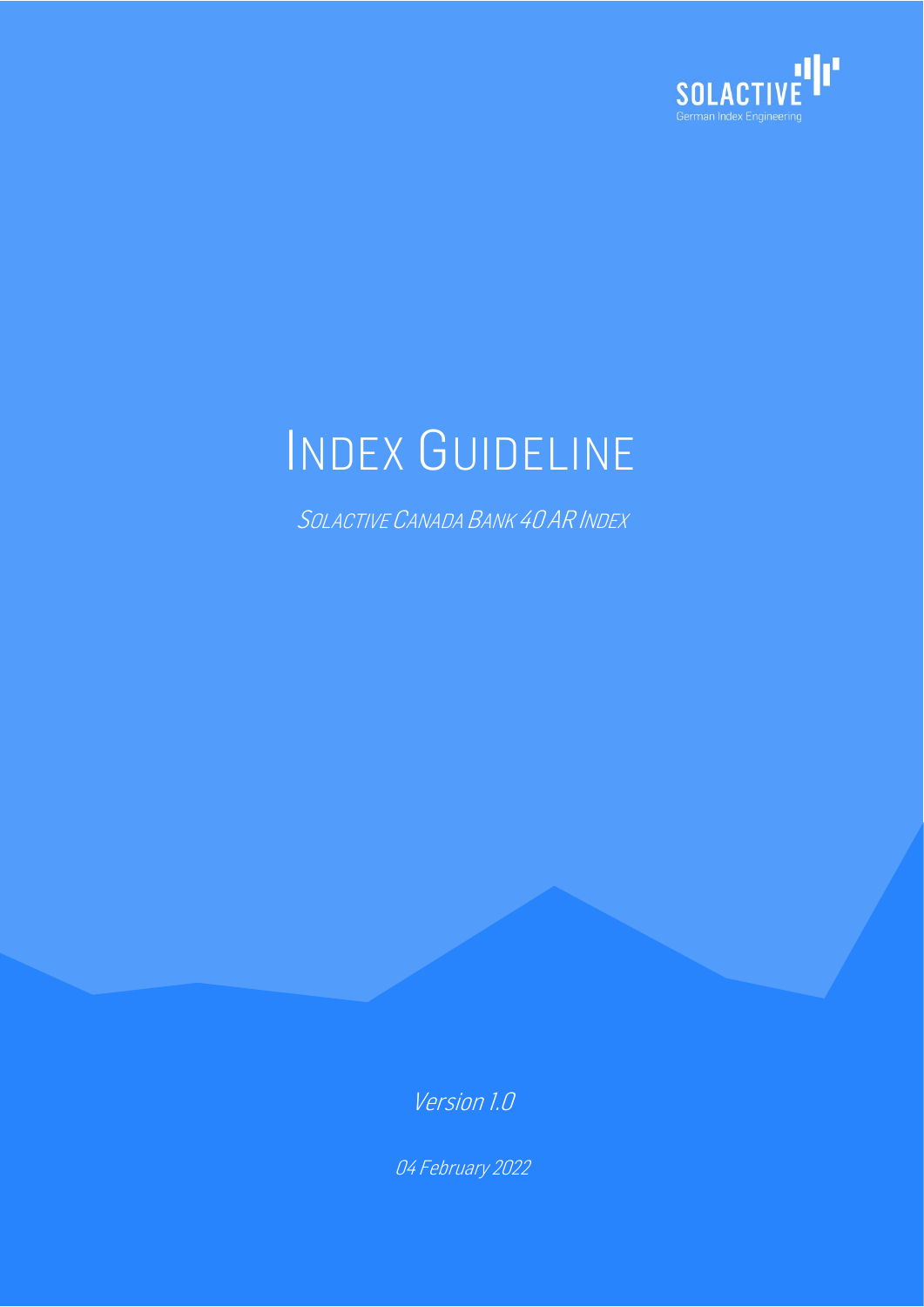SOLACTIVE

German Index Engineering

# Index Guideline

*Solactive Canada Bank 40 AR Index*

*Version 1.0*

*04 February 2022*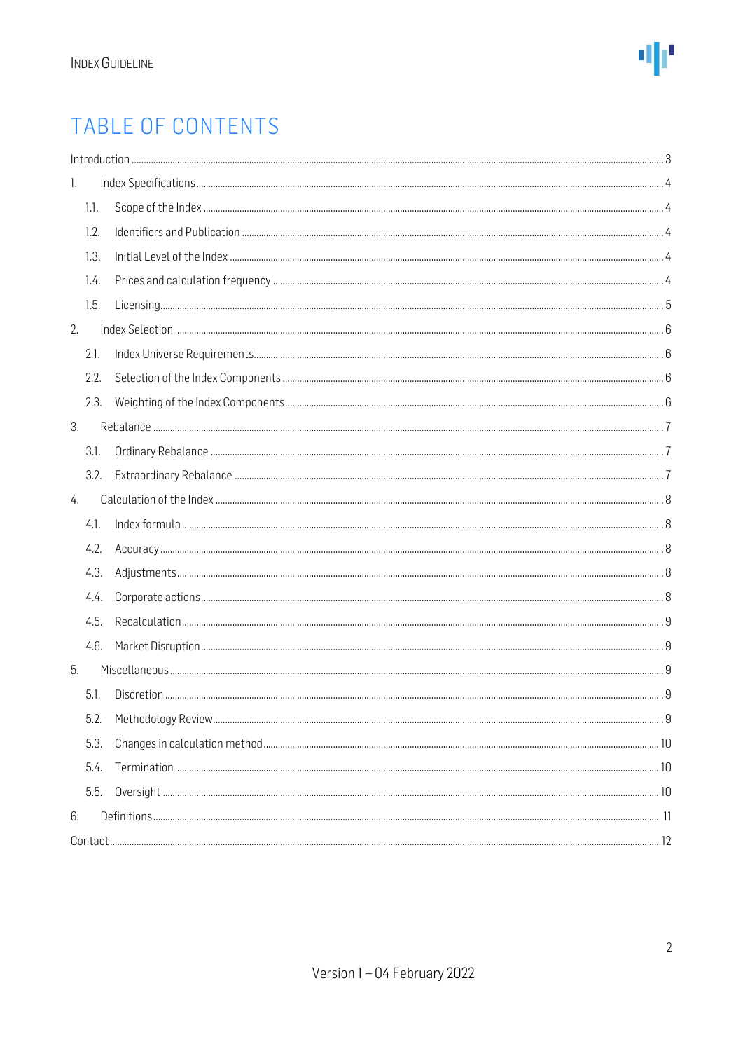# TABLE OF CONTENTS

Introduction ..... 3

1. Index Specifications ..... 4
   - 1.1. Scope of the Index ..... 4
   - 1.2. Identifiers and Publication ..... 4
   - 1.3. Initial Level of the Index ..... 4
   - 1.4. Prices and calculation frequency ..... 4
   - 1.5. Licensing ..... 5
2. Index Selection ..... 6
   - 2.1. Index Universe Requirements ..... 6
   - 2.2. Selection of the Index Components ..... 6
   - 2.3. Weighting of the Index Components ..... 6
3. Rebalance ..... 7
   - 3.1. Ordinary Rebalance ..... 7
   - 3.2. Extraordinary Rebalance ..... 7
4. Calculation of the Index ..... 8
   - 4.1. Index formula ..... 8
   - 4.2. Accuracy ..... 8
   - 4.3. Adjustments ..... 8
   - 4.4. Corporate actions ..... 8
   - 4.5. Recalculation ..... 9
   - 4.6. Market Disruption ..... 9
5. Miscellaneous ..... 9
   - 5.1. Discretion ..... 9
   - 5.2. Methodology Review ..... 9
   - 5.3. Changes in calculation method ..... 10
   - 5.4. Termination ..... 10
   - 5.5. Oversight ..... 10
6. Definitions ..... 11

Contact ..... 12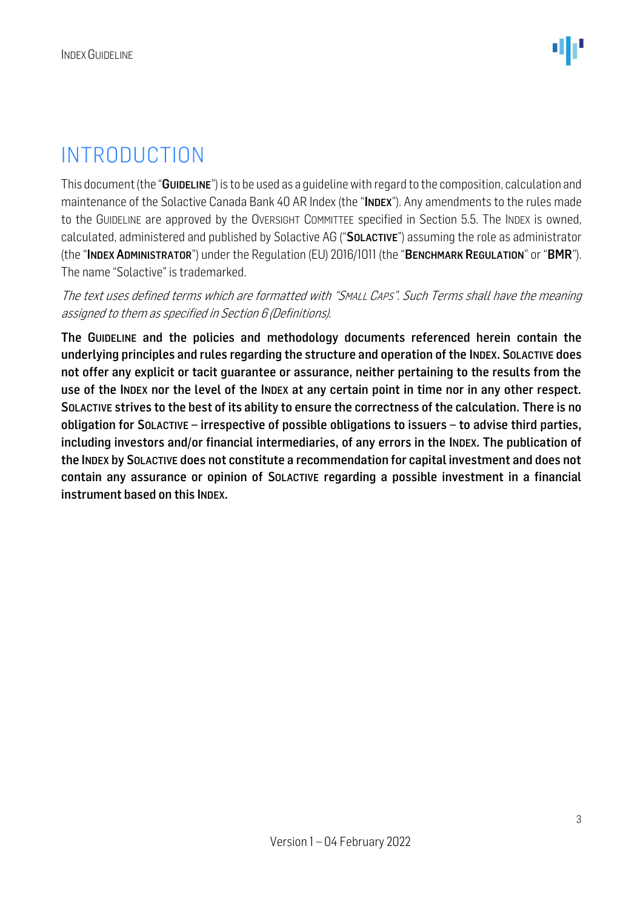# INTRODUCTION

This document (the "**GUIDELINE**") is to be used as a guideline with regard to the composition, calculation and maintenance of the Solactive Canada Bank 40 AR Index (the "**INDEX**"). Any amendments to the rules made to the GUIDELINE are approved by the OVERSIGHT COMMITTEE specified in Section 5.5. The INDEX is owned, calculated, administered and published by Solactive AG ("**SOLACTIVE**") assuming the role as administrator (the "**INDEX ADMINISTRATOR**") under the Regulation (EU) 2016/1011 (the "**BENCHMARK REGULATION**" or "**BMR**"). The name "Solactive" is trademarked.

*The text uses defined terms which are formatted with "SMALL CAPS". Such Terms shall have the meaning assigned to them as specified in Section 6 (Definitions).*

**The GUIDELINE and the policies and methodology documents referenced herein contain the underlying principles and rules regarding the structure and operation of the INDEX. SOLACTIVE does not offer any explicit or tacit guarantee or assurance, neither pertaining to the results from the use of the INDEX nor the level of the INDEX at any certain point in time nor in any other respect. SOLACTIVE strives to the best of its ability to ensure the correctness of the calculation. There is no obligation for SOLACTIVE – irrespective of possible obligations to issuers – to advise third parties, including investors and/or financial intermediaries, of any errors in the INDEX. The publication of the INDEX by SOLACTIVE does not constitute a recommendation for capital investment and does not contain any assurance or opinion of SOLACTIVE regarding a possible investment in a financial instrument based on this INDEX.**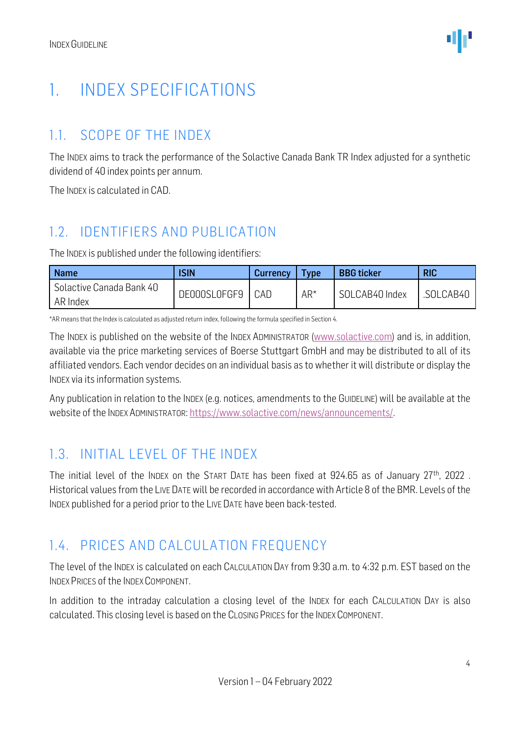# 1. INDEX SPECIFICATIONS

## 1.1. SCOPE OF THE INDEX

The INDEX aims to track the performance of the Solactive Canada Bank TR Index adjusted for a synthetic dividend of 40 index points per annum.

The INDEX is calculated in CAD.

## 1.2. IDENTIFIERS AND PUBLICATION

The INDEX is published under the following identifiers:

| Name | ISIN | Currency | Type | BBG ticker | RIC |
|---|---|---|---|---|---|
| Solactive Canada Bank 40 AR Index | DE000SL0FGF9 | CAD | AR* | SOLCAB40 Index | .SOLCAB40 |

*AR means that the Index is calculated as adjusted return index, following the formula specified in Section 4.

The INDEX is published on the website of the INDEX ADMINISTRATOR (www.solactive.com) and is, in addition, available via the price marketing services of Boerse Stuttgart GmbH and may be distributed to all of its affiliated vendors. Each vendor decides on an individual basis as to whether it will distribute or display the INDEX via its information systems.

Any publication in relation to the INDEX (e.g. notices, amendments to the GUIDELINE) will be available at the website of the INDEX ADMINISTRATOR: https://www.solactive.com/news/announcements/.

## 1.3. INITIAL LEVEL OF THE INDEX

The initial level of the INDEX on the START DATE has been fixed at 924.65 as of January 27th, 2022 . Historical values from the LIVE DATE will be recorded in accordance with Article 8 of the BMR. Levels of the INDEX published for a period prior to the LIVE DATE have been back-tested.

## 1.4. PRICES AND CALCULATION FREQUENCY

The level of the INDEX is calculated on each CALCULATION DAY from 9:30 a.m. to 4:32 p.m. EST based on the INDEX PRICES of the INDEX COMPONENT.

In addition to the intraday calculation a closing level of the INDEX for each CALCULATION DAY is also calculated. This closing level is based on the CLOSING PRICES for the INDEX COMPONENT.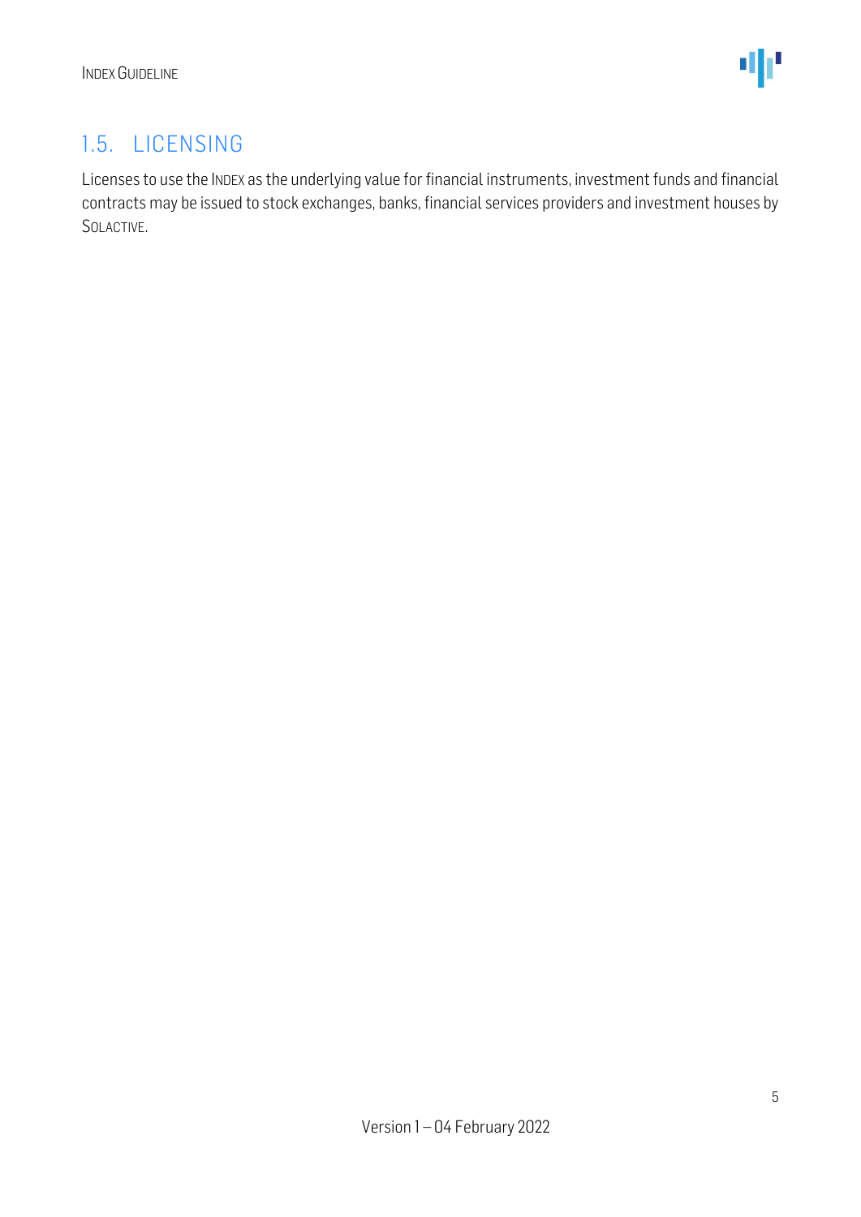## 1.5. LICENSING

Licenses to use the INDEX as the underlying value for financial instruments, investment funds and financial contracts may be issued to stock exchanges, banks, financial services providers and investment houses by SOLACTIVE.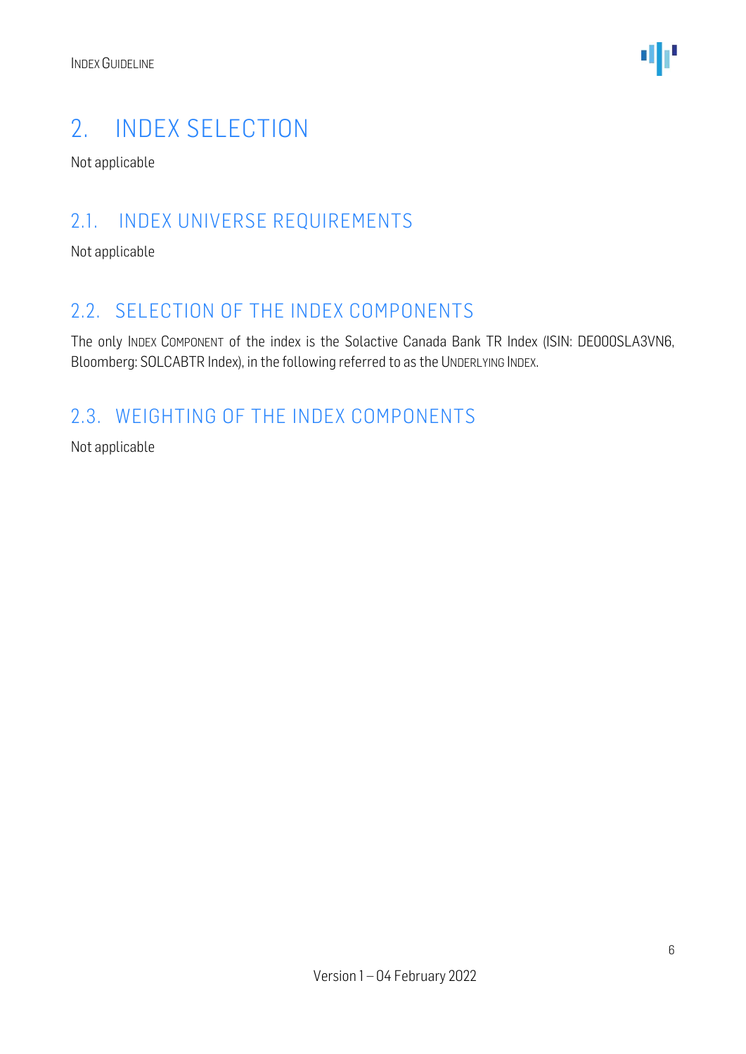# 2. INDEX SELECTION

Not applicable

## 2.1. INDEX UNIVERSE REQUIREMENTS

Not applicable

## 2.2. SELECTION OF THE INDEX COMPONENTS

The only INDEX COMPONENT of the index is the Solactive Canada Bank TR Index (ISIN: DE000SLA3VN6, Bloomberg: SOLCABTR Index), in the following referred to as the UNDERLYING INDEX.

## 2.3. WEIGHTING OF THE INDEX COMPONENTS

Not applicable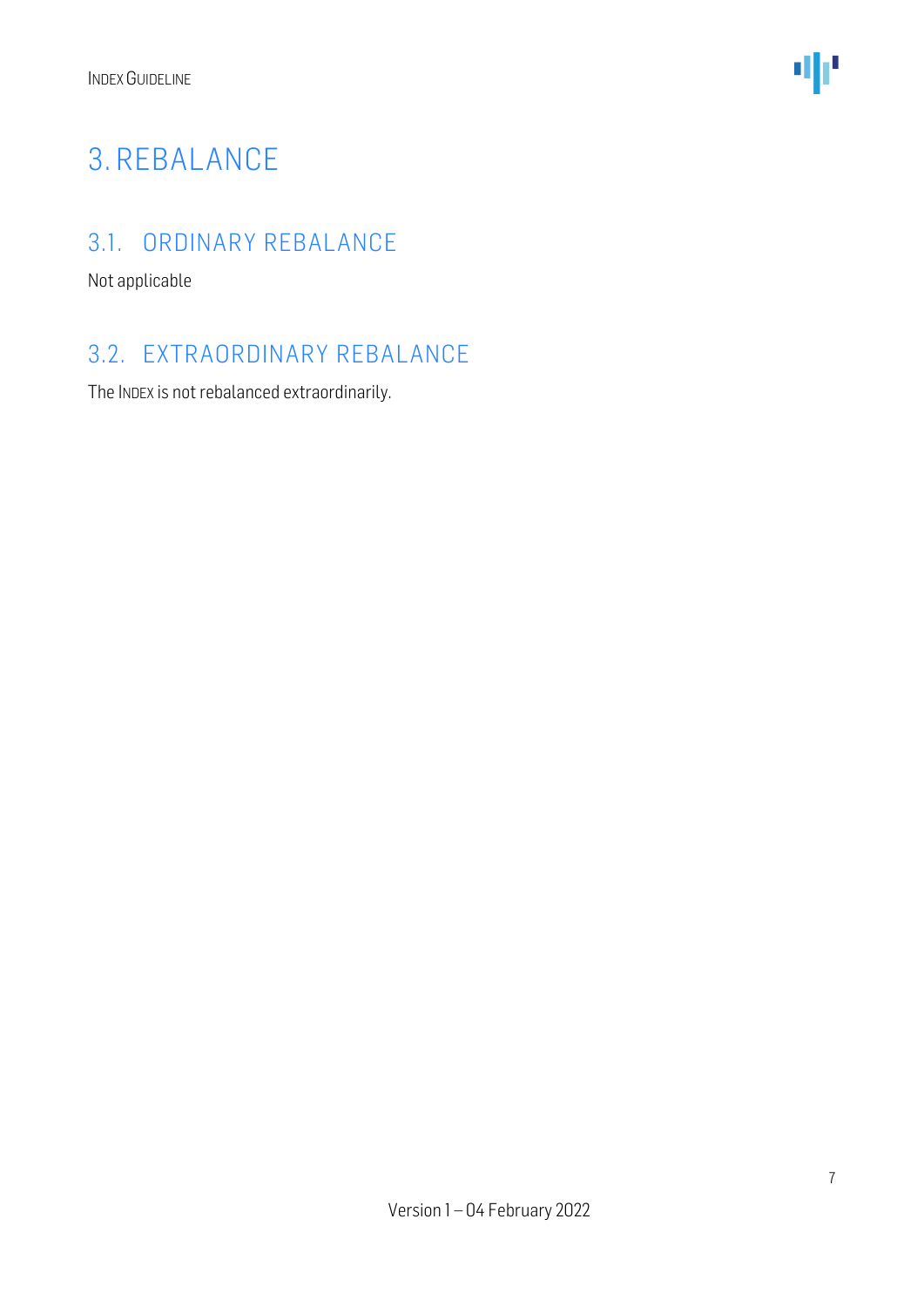# 3. REBALANCE

## 3.1. ORDINARY REBALANCE

Not applicable

## 3.2. EXTRAORDINARY REBALANCE

The INDEX is not rebalanced extraordinarily.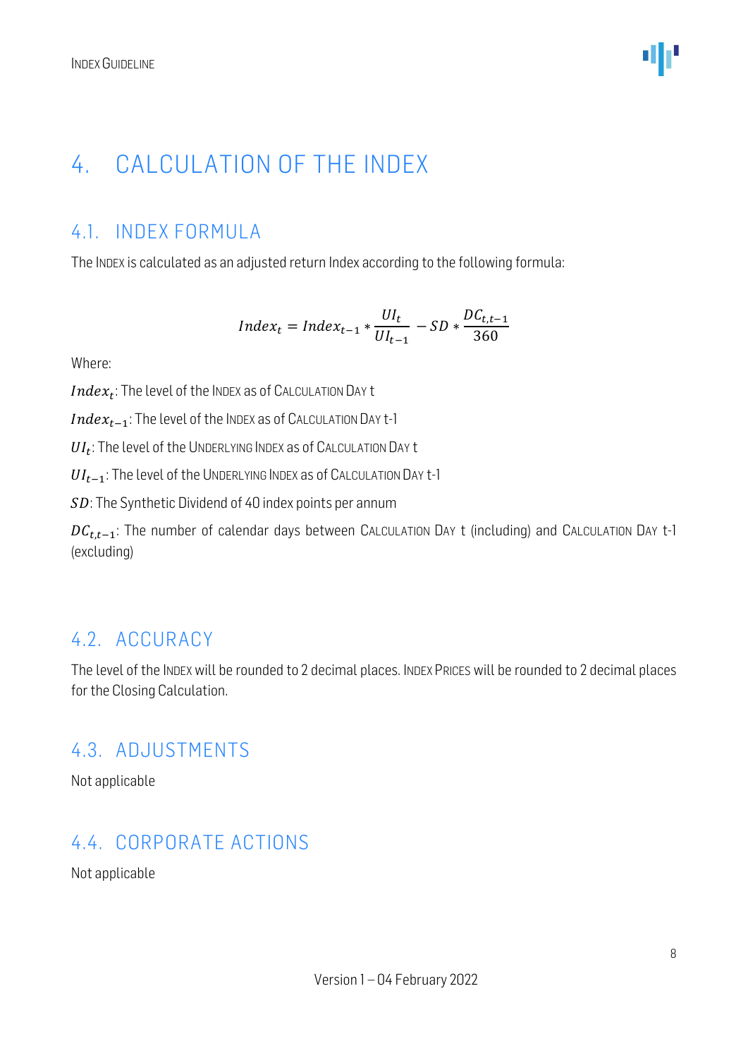# 4. CALCULATION OF THE INDEX

## 4.1. INDEX FORMULA

The INDEX is calculated as an adjusted return Index according to the following formula:

$$Index_t = Index_{t-1} * \frac{UI_t}{UI_{t-1}} - SD * \frac{DC_{t,t-1}}{360}$$

Where:

$Index_t$: The level of the INDEX as of CALCULATION DAY t

$Index_{t-1}$: The level of the INDEX as of CALCULATION DAY t-1

$UI_t$: The level of the UNDERLYING INDEX as of CALCULATION DAY t

$UI_{t-1}$: The level of the UNDERLYING INDEX as of CALCULATION DAY t-1

$SD$: The Synthetic Dividend of 40 index points per annum

$DC_{t,t-1}$: The number of calendar days between CALCULATION DAY t (including) and CALCULATION DAY t-1 (excluding)

## 4.2. ACCURACY

The level of the INDEX will be rounded to 2 decimal places. INDEX PRICES will be rounded to 2 decimal places for the Closing Calculation.

## 4.3. ADJUSTMENTS

Not applicable

## 4.4. CORPORATE ACTIONS

Not applicable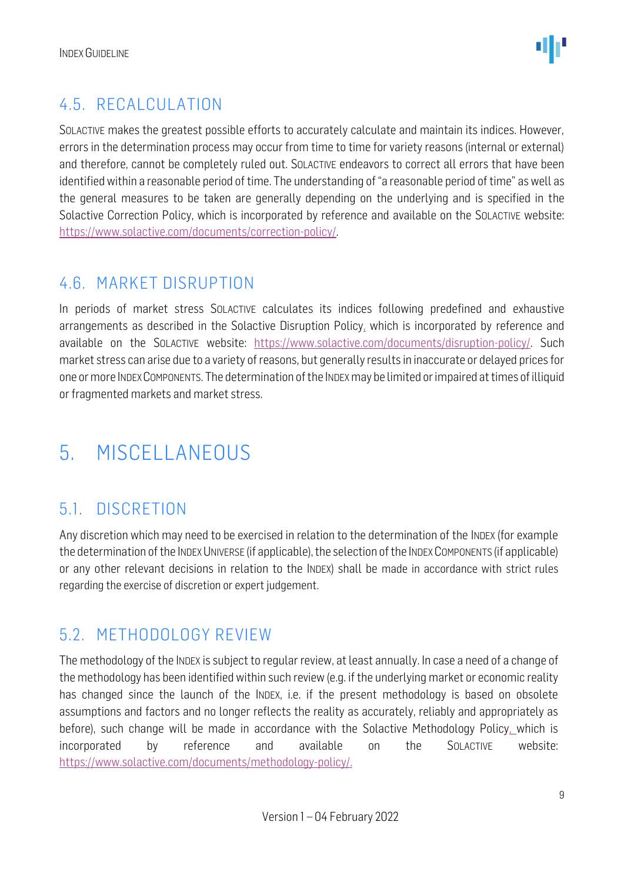## 4.5. RECALCULATION

SOLACTIVE makes the greatest possible efforts to accurately calculate and maintain its indices. However, errors in the determination process may occur from time to time for variety reasons (internal or external) and therefore, cannot be completely ruled out. SOLACTIVE endeavors to correct all errors that have been identified within a reasonable period of time. The understanding of "a reasonable period of time" as well as the general measures to be taken are generally depending on the underlying and is specified in the Solactive Correction Policy, which is incorporated by reference and available on the SOLACTIVE website: https://www.solactive.com/documents/correction-policy/.

## 4.6. MARKET DISRUPTION

In periods of market stress SOLACTIVE calculates its indices following predefined and exhaustive arrangements as described in the Solactive Disruption Policy, which is incorporated by reference and available on the SOLACTIVE website: https://www.solactive.com/documents/disruption-policy/. Such market stress can arise due to a variety of reasons, but generally results in inaccurate or delayed prices for one or more INDEX COMPONENTS. The determination of the INDEX may be limited or impaired at times of illiquid or fragmented markets and market stress.

# 5. MISCELLANEOUS

## 5.1. DISCRETION

Any discretion which may need to be exercised in relation to the determination of the INDEX (for example the determination of the INDEX UNIVERSE (if applicable), the selection of the INDEX COMPONENTS (if applicable) or any other relevant decisions in relation to the INDEX) shall be made in accordance with strict rules regarding the exercise of discretion or expert judgement.

## 5.2. METHODOLOGY REVIEW

The methodology of the INDEX is subject to regular review, at least annually. In case a need of a change of the methodology has been identified within such review (e.g. if the underlying market or economic reality has changed since the launch of the INDEX, i.e. if the present methodology is based on obsolete assumptions and factors and no longer reflects the reality as accurately, reliably and appropriately as before), such change will be made in accordance with the Solactive Methodology Policy, which is incorporated by reference and available on the SOLACTIVE website: https://www.solactive.com/documents/methodology-policy/.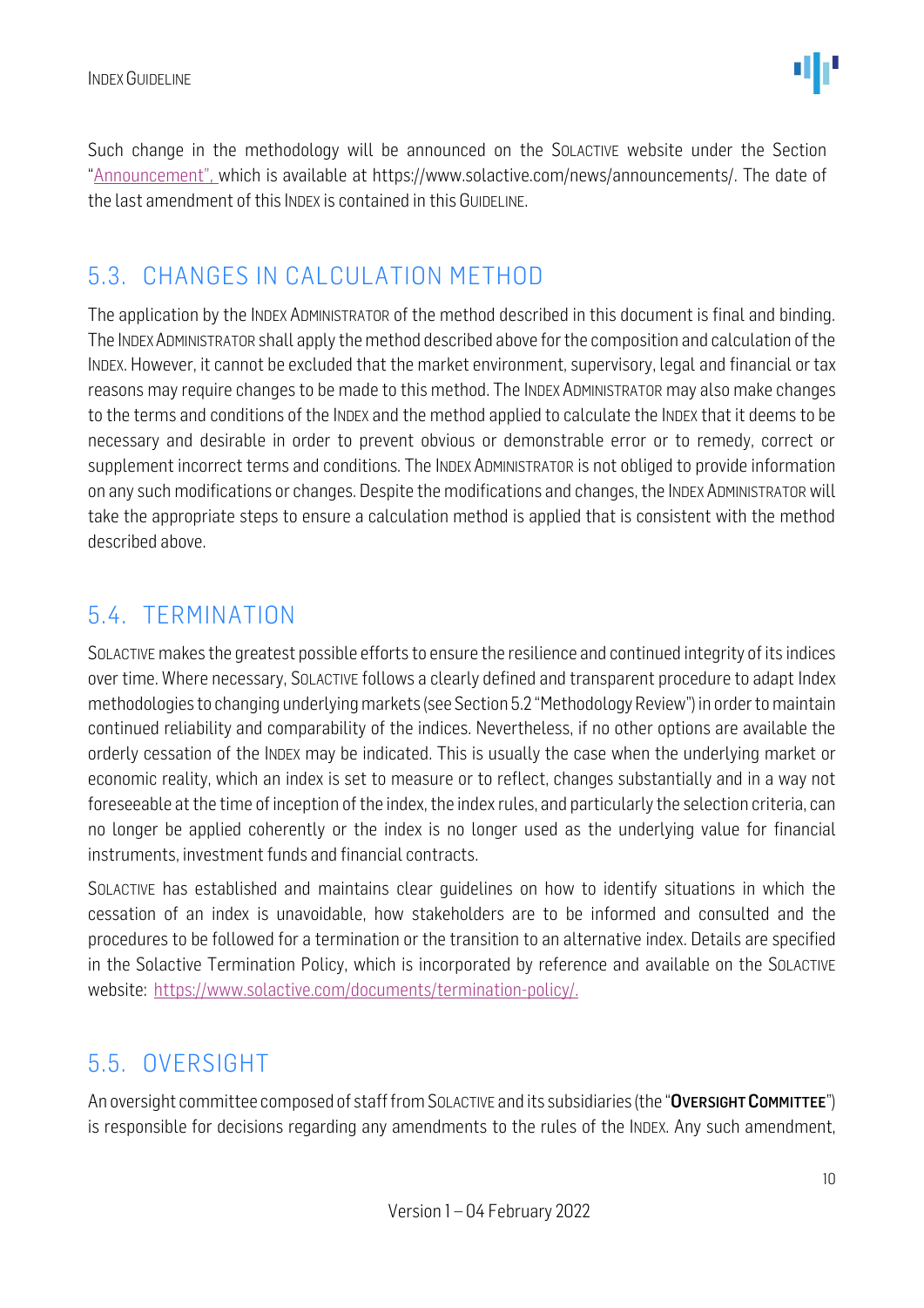Such change in the methodology will be announced on the SOLACTIVE website under the Section "Announcement", which is available at https://www.solactive.com/news/announcements/. The date of the last amendment of this INDEX is contained in this GUIDELINE.

## 5.3. CHANGES IN CALCULATION METHOD

The application by the INDEX ADMINISTRATOR of the method described in this document is final and binding. The INDEX ADMINISTRATOR shall apply the method described above for the composition and calculation of the INDEX. However, it cannot be excluded that the market environment, supervisory, legal and financial or tax reasons may require changes to be made to this method. The INDEX ADMINISTRATOR may also make changes to the terms and conditions of the INDEX and the method applied to calculate the INDEX that it deems to be necessary and desirable in order to prevent obvious or demonstrable error or to remedy, correct or supplement incorrect terms and conditions. The INDEX ADMINISTRATOR is not obliged to provide information on any such modifications or changes. Despite the modifications and changes, the INDEX ADMINISTRATOR will take the appropriate steps to ensure a calculation method is applied that is consistent with the method described above.

## 5.4. TERMINATION

SOLACTIVE makes the greatest possible efforts to ensure the resilience and continued integrity of its indices over time. Where necessary, SOLACTIVE follows a clearly defined and transparent procedure to adapt Index methodologies to changing underlying markets (see Section 5.2 "Methodology Review") in order to maintain continued reliability and comparability of the indices. Nevertheless, if no other options are available the orderly cessation of the INDEX may be indicated. This is usually the case when the underlying market or economic reality, which an index is set to measure or to reflect, changes substantially and in a way not foreseeable at the time of inception of the index, the index rules, and particularly the selection criteria, can no longer be applied coherently or the index is no longer used as the underlying value for financial instruments, investment funds and financial contracts.

SOLACTIVE has established and maintains clear guidelines on how to identify situations in which the cessation of an index is unavoidable, how stakeholders are to be informed and consulted and the procedures to be followed for a termination or the transition to an alternative index. Details are specified in the Solactive Termination Policy, which is incorporated by reference and available on the SOLACTIVE website: https://www.solactive.com/documents/termination-policy/.

## 5.5. OVERSIGHT

An oversight committee composed of staff from SOLACTIVE and its subsidiaries (the "**OVERSIGHT COMMITTEE**") is responsible for decisions regarding any amendments to the rules of the INDEX. Any such amendment,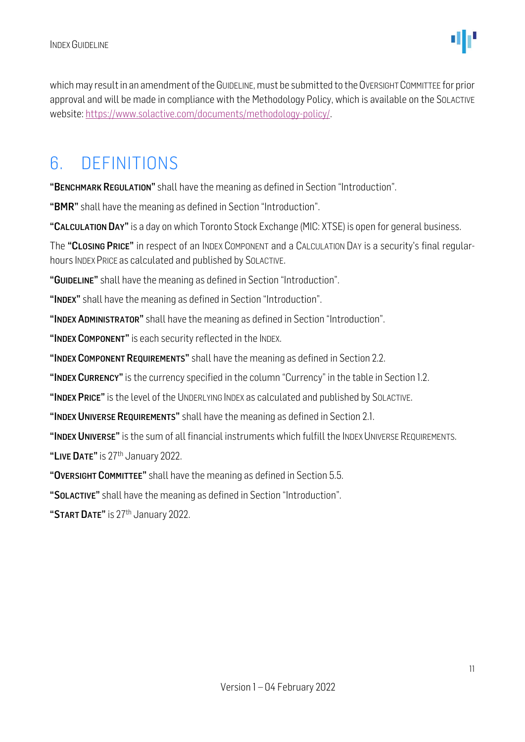which may result in an amendment of the GUIDELINE, must be submitted to the OVERSIGHT COMMITTEE for prior approval and will be made in compliance with the Methodology Policy, which is available on the SOLACTIVE website: https://www.solactive.com/documents/methodology-policy/.

# 6. DEFINITIONS

**"BENCHMARK REGULATION"** shall have the meaning as defined in Section "Introduction".

**"BMR"** shall have the meaning as defined in Section "Introduction".

**"CALCULATION DAY"** is a day on which Toronto Stock Exchange (MIC: XTSE) is open for general business.

The **"CLOSING PRICE"** in respect of an INDEX COMPONENT and a CALCULATION DAY is a security's final regular-hours INDEX PRICE as calculated and published by SOLACTIVE.

**"GUIDELINE"** shall have the meaning as defined in Section "Introduction".

**"INDEX"** shall have the meaning as defined in Section "Introduction".

**"INDEX ADMINISTRATOR"** shall have the meaning as defined in Section "Introduction".

**"INDEX COMPONENT"** is each security reflected in the INDEX.

**"INDEX COMPONENT REQUIREMENTS"** shall have the meaning as defined in Section 2.2.

**"INDEX CURRENCY"** is the currency specified in the column "Currency" in the table in Section 1.2.

**"INDEX PRICE"** is the level of the UNDERLYING INDEX as calculated and published by SOLACTIVE.

**"INDEX UNIVERSE REQUIREMENTS"** shall have the meaning as defined in Section 2.1.

**"INDEX UNIVERSE"** is the sum of all financial instruments which fulfill the INDEX UNIVERSE REQUIREMENTS.

**"LIVE DATE"** is 27th January 2022.

**"OVERSIGHT COMMITTEE"** shall have the meaning as defined in Section 5.5.

**"SOLACTIVE"** shall have the meaning as defined in Section "Introduction".

**"START DATE"** is 27th January 2022.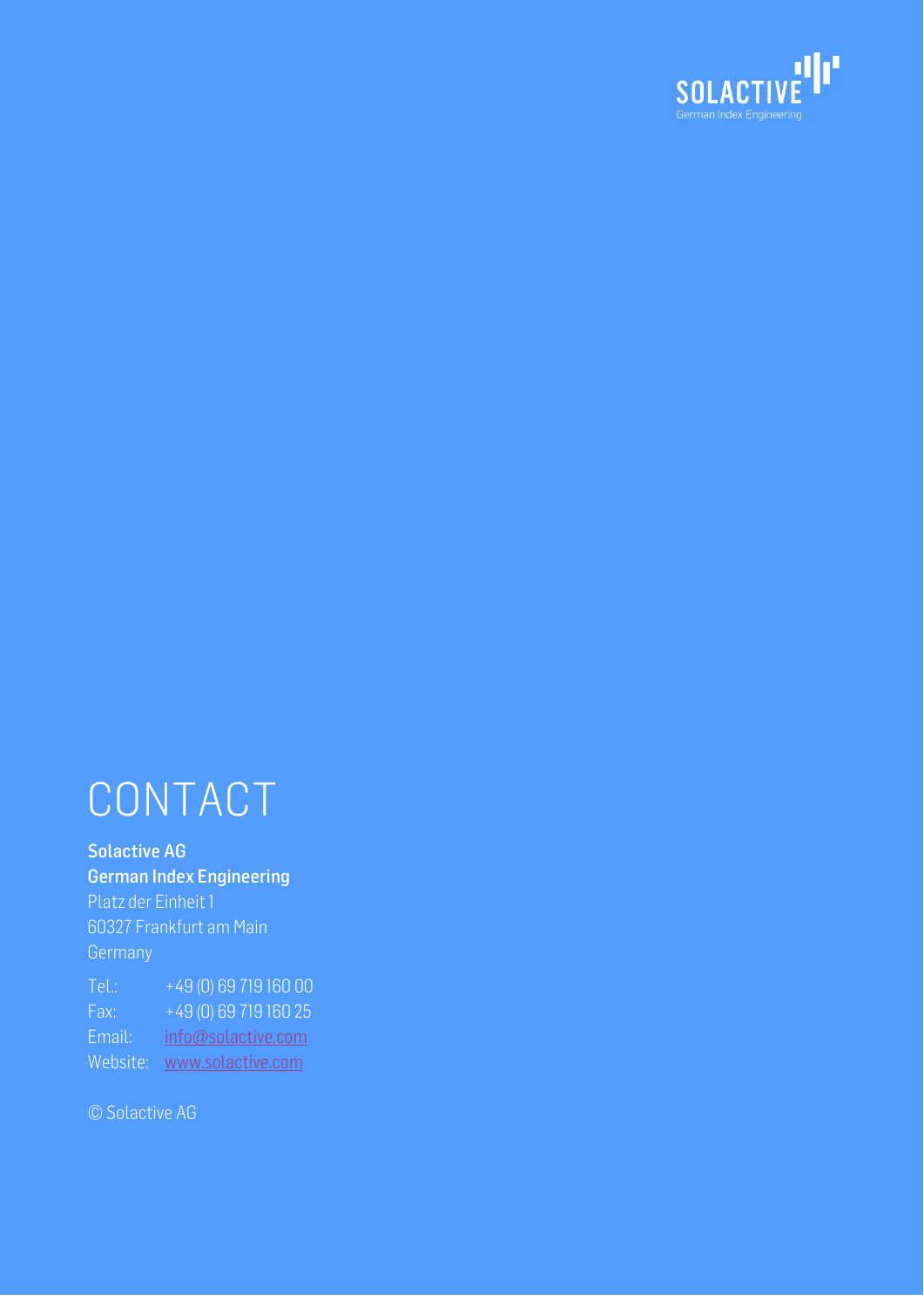# CONTACT

**Solactive AG**
**German Index Engineering**
Platz der Einheit 1
60327 Frankfurt am Main
Germany

Tel.: +49 (0) 69 719 160 00
Fax: +49 (0) 69 719 160 25
Email: info@solactive.com
Website: www.solactive.com

© Solactive AG